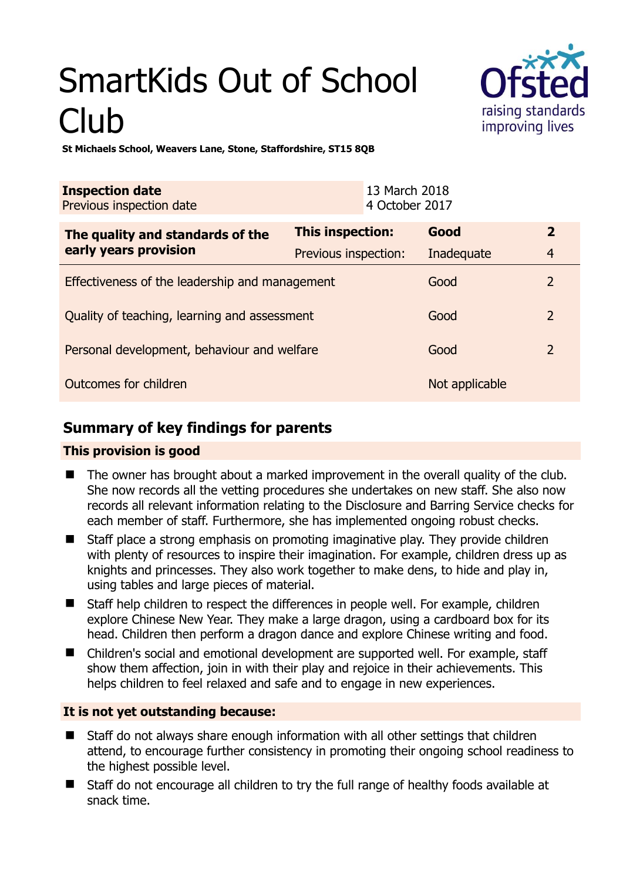# SmartKids Out of School Club

**St Michaels School, Weavers Lane, Stone, Staffordshire, ST15 8QB**

| **Inspection date** | 13 March 2018 |
|---|---|
| Previous inspection date | 4 October 2017 |

| **The quality and standards of the early years provision** | **This inspection:** | **Good** | **2** |
|---|---|---|---|
| | Previous inspection: | Inadequate | 4 |
| Effectiveness of the leadership and management | | Good | 2 |
| Quality of teaching, learning and assessment | | Good | 2 |
| Personal development, behaviour and welfare | | Good | 2 |
| Outcomes for children | | Not applicable | |

## Summary of key findings for parents

**This provision is good**

- The owner has brought about a marked improvement in the overall quality of the club. She now records all the vetting procedures she undertakes on new staff. She also now records all relevant information relating to the Disclosure and Barring Service checks for each member of staff. Furthermore, she has implemented ongoing robust checks.
- Staff place a strong emphasis on promoting imaginative play. They provide children with plenty of resources to inspire their imagination. For example, children dress up as knights and princesses. They also work together to make dens, to hide and play in, using tables and large pieces of material.
- Staff help children to respect the differences in people well. For example, children explore Chinese New Year. They make a large dragon, using a cardboard box for its head. Children then perform a dragon dance and explore Chinese writing and food.
- Children's social and emotional development are supported well. For example, staff show them affection, join in with their play and rejoice in their achievements. This helps children to feel relaxed and safe and to engage in new experiences.

**It is not yet outstanding because:**

- Staff do not always share enough information with all other settings that children attend, to encourage further consistency in promoting their ongoing school readiness to the highest possible level.
- Staff do not encourage all children to try the full range of healthy foods available at snack time.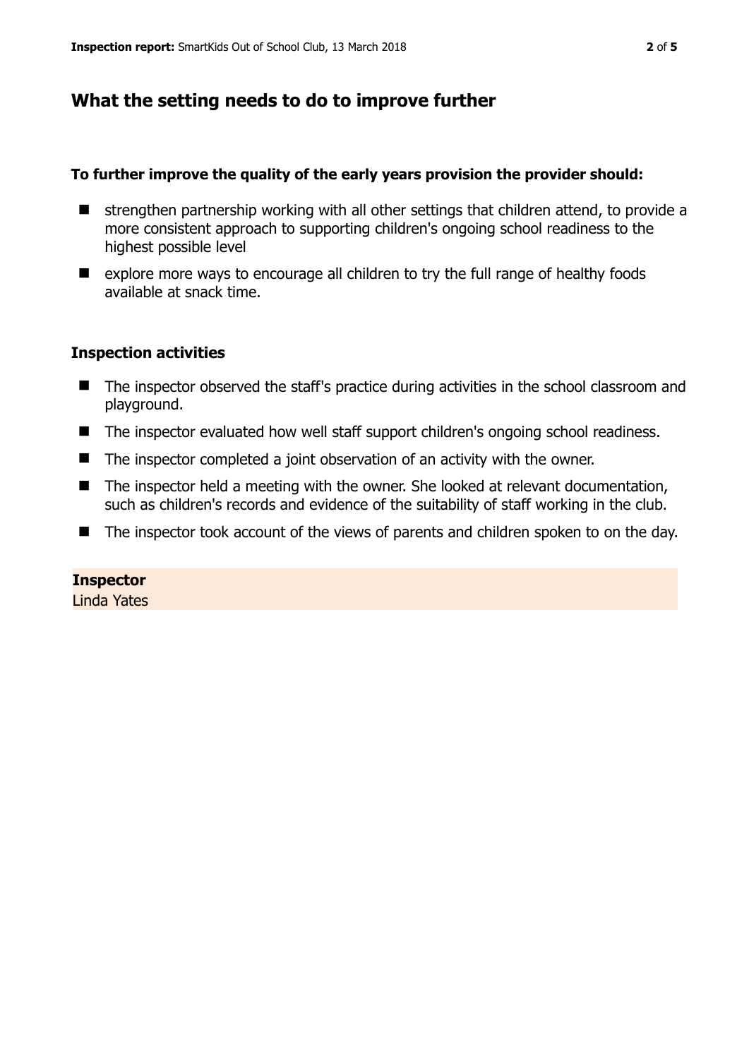## What the setting needs to do to improve further

**To further improve the quality of the early years provision the provider should:**

- strengthen partnership working with all other settings that children attend, to provide a more consistent approach to supporting children's ongoing school readiness to the highest possible level
- explore more ways to encourage all children to try the full range of healthy foods available at snack time.

### Inspection activities

- The inspector observed the staff's practice during activities in the school classroom and playground.
- The inspector evaluated how well staff support children's ongoing school readiness.
- The inspector completed a joint observation of an activity with the owner.
- The inspector held a meeting with the owner. She looked at relevant documentation, such as children's records and evidence of the suitability of staff working in the club.
- The inspector took account of the views of parents and children spoken to on the day.

**Inspector**
Linda Yates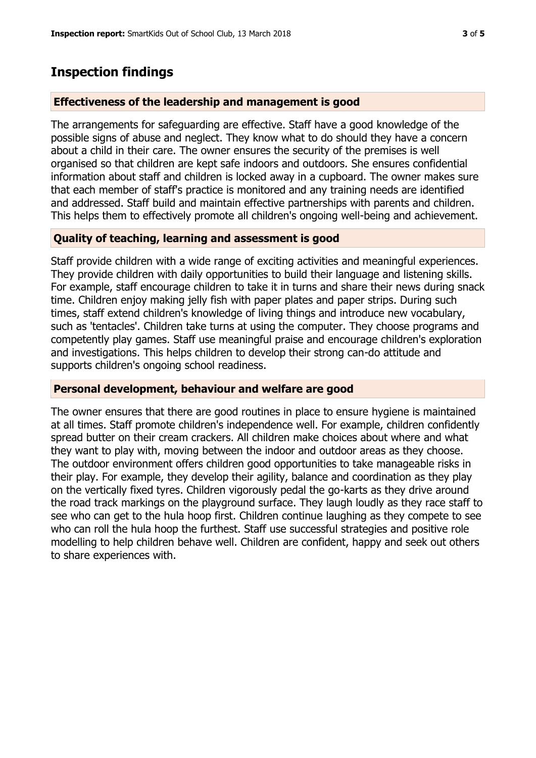## Inspection findings

### Effectiveness of the leadership and management is good

The arrangements for safeguarding are effective. Staff have a good knowledge of the possible signs of abuse and neglect. They know what to do should they have a concern about a child in their care. The owner ensures the security of the premises is well organised so that children are kept safe indoors and outdoors. She ensures confidential information about staff and children is locked away in a cupboard. The owner makes sure that each member of staff's practice is monitored and any training needs are identified and addressed. Staff build and maintain effective partnerships with parents and children. This helps them to effectively promote all children's ongoing well-being and achievement.

### Quality of teaching, learning and assessment is good

Staff provide children with a wide range of exciting activities and meaningful experiences. They provide children with daily opportunities to build their language and listening skills. For example, staff encourage children to take it in turns and share their news during snack time. Children enjoy making jelly fish with paper plates and paper strips. During such times, staff extend children's knowledge of living things and introduce new vocabulary, such as 'tentacles'. Children take turns at using the computer. They choose programs and competently play games. Staff use meaningful praise and encourage children's exploration and investigations. This helps children to develop their strong can-do attitude and supports children's ongoing school readiness.

### Personal development, behaviour and welfare are good

The owner ensures that there are good routines in place to ensure hygiene is maintained at all times. Staff promote children's independence well. For example, children confidently spread butter on their cream crackers. All children make choices about where and what they want to play with, moving between the indoor and outdoor areas as they choose. The outdoor environment offers children good opportunities to take manageable risks in their play. For example, they develop their agility, balance and coordination as they play on the vertically fixed tyres. Children vigorously pedal the go-karts as they drive around the road track markings on the playground surface. They laugh loudly as they race staff to see who can get to the hula hoop first. Children continue laughing as they compete to see who can roll the hula hoop the furthest. Staff use successful strategies and positive role modelling to help children behave well. Children are confident, happy and seek out others to share experiences with.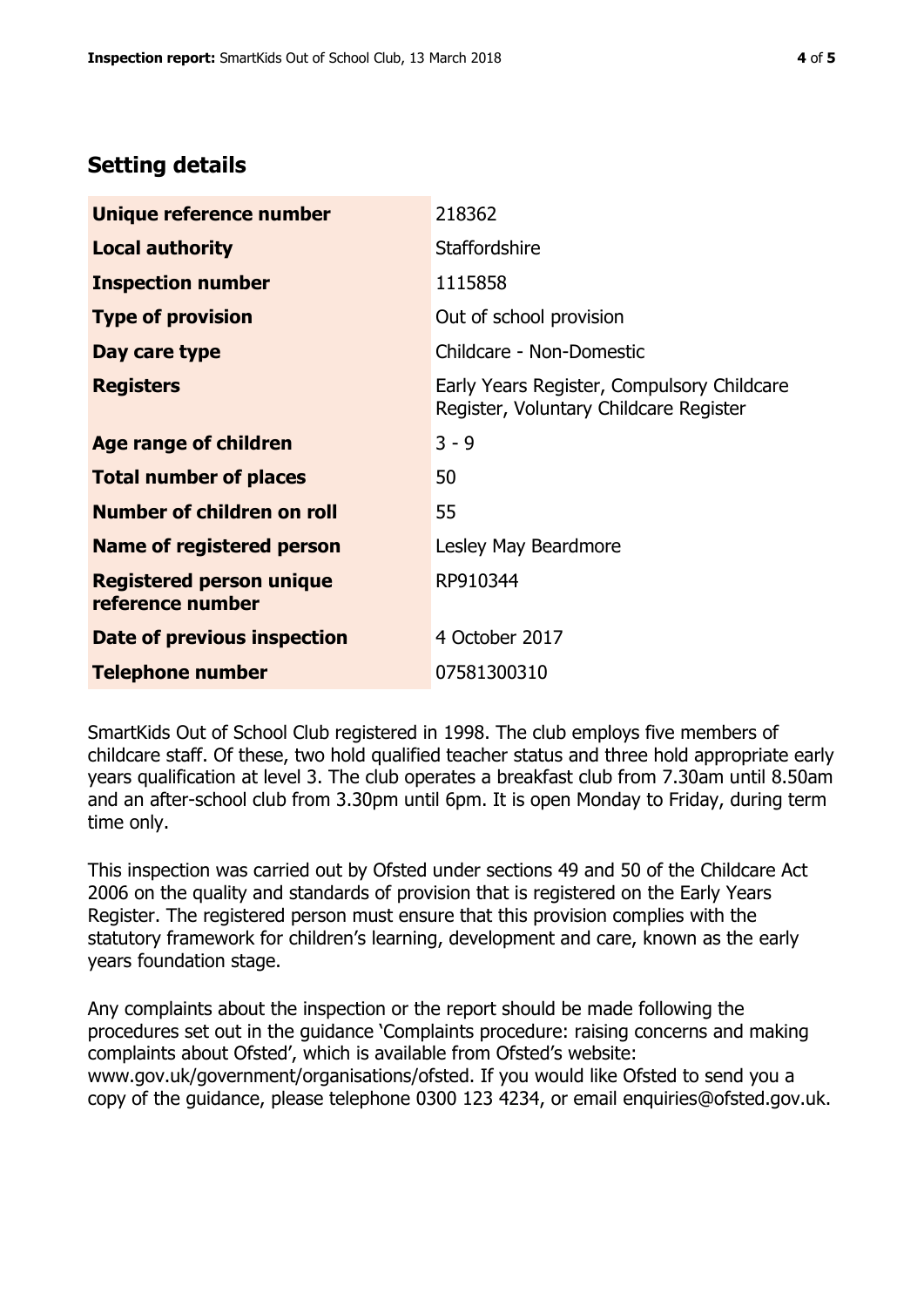## Setting details

| | |
|---|---|
| **Unique reference number** | 218362 |
| **Local authority** | Staffordshire |
| **Inspection number** | 1115858 |
| **Type of provision** | Out of school provision |
| **Day care type** | Childcare - Non-Domestic |
| **Registers** | Early Years Register, Compulsory Childcare Register, Voluntary Childcare Register |
| **Age range of children** | 3 - 9 |
| **Total number of places** | 50 |
| **Number of children on roll** | 55 |
| **Name of registered person** | Lesley May Beardmore |
| **Registered person unique reference number** | RP910344 |
| **Date of previous inspection** | 4 October 2017 |
| **Telephone number** | 07581300310 |

SmartKids Out of School Club registered in 1998. The club employs five members of childcare staff. Of these, two hold qualified teacher status and three hold appropriate early years qualification at level 3. The club operates a breakfast club from 7.30am until 8.50am and an after-school club from 3.30pm until 6pm. It is open Monday to Friday, during term time only.

This inspection was carried out by Ofsted under sections 49 and 50 of the Childcare Act 2006 on the quality and standards of provision that is registered on the Early Years Register. The registered person must ensure that this provision complies with the statutory framework for children's learning, development and care, known as the early years foundation stage.

Any complaints about the inspection or the report should be made following the procedures set out in the guidance 'Complaints procedure: raising concerns and making complaints about Ofsted', which is available from Ofsted's website: www.gov.uk/government/organisations/ofsted. If you would like Ofsted to send you a copy of the guidance, please telephone 0300 123 4234, or email enquiries@ofsted.gov.uk.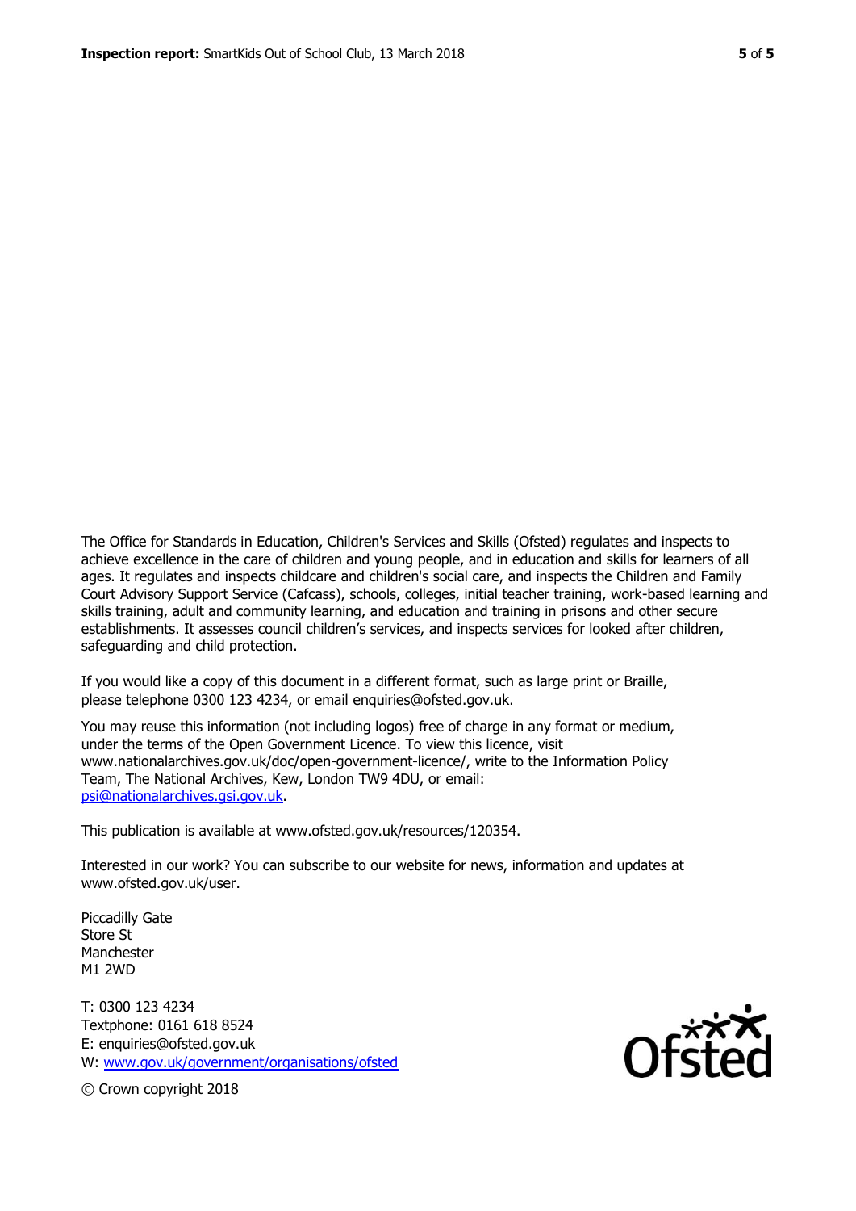The Office for Standards in Education, Children's Services and Skills (Ofsted) regulates and inspects to achieve excellence in the care of children and young people, and in education and skills for learners of all ages. It regulates and inspects childcare and children's social care, and inspects the Children and Family Court Advisory Support Service (Cafcass), schools, colleges, initial teacher training, work-based learning and skills training, adult and community learning, and education and training in prisons and other secure establishments. It assesses council children's services, and inspects services for looked after children, safeguarding and child protection.

If you would like a copy of this document in a different format, such as large print or Braille, please telephone 0300 123 4234, or email enquiries@ofsted.gov.uk.

You may reuse this information (not including logos) free of charge in any format or medium, under the terms of the Open Government Licence. To view this licence, visit www.nationalarchives.gov.uk/doc/open-government-licence/, write to the Information Policy Team, The National Archives, Kew, London TW9 4DU, or email: psi@nationalarchives.gsi.gov.uk.

This publication is available at www.ofsted.gov.uk/resources/120354.

Interested in our work? You can subscribe to our website for news, information and updates at www.ofsted.gov.uk/user.

Piccadilly Gate
Store St
Manchester
M1 2WD

T: 0300 123 4234
Textphone: 0161 618 8524
E: enquiries@ofsted.gov.uk
W: www.gov.uk/government/organisations/ofsted

© Crown copyright 2018